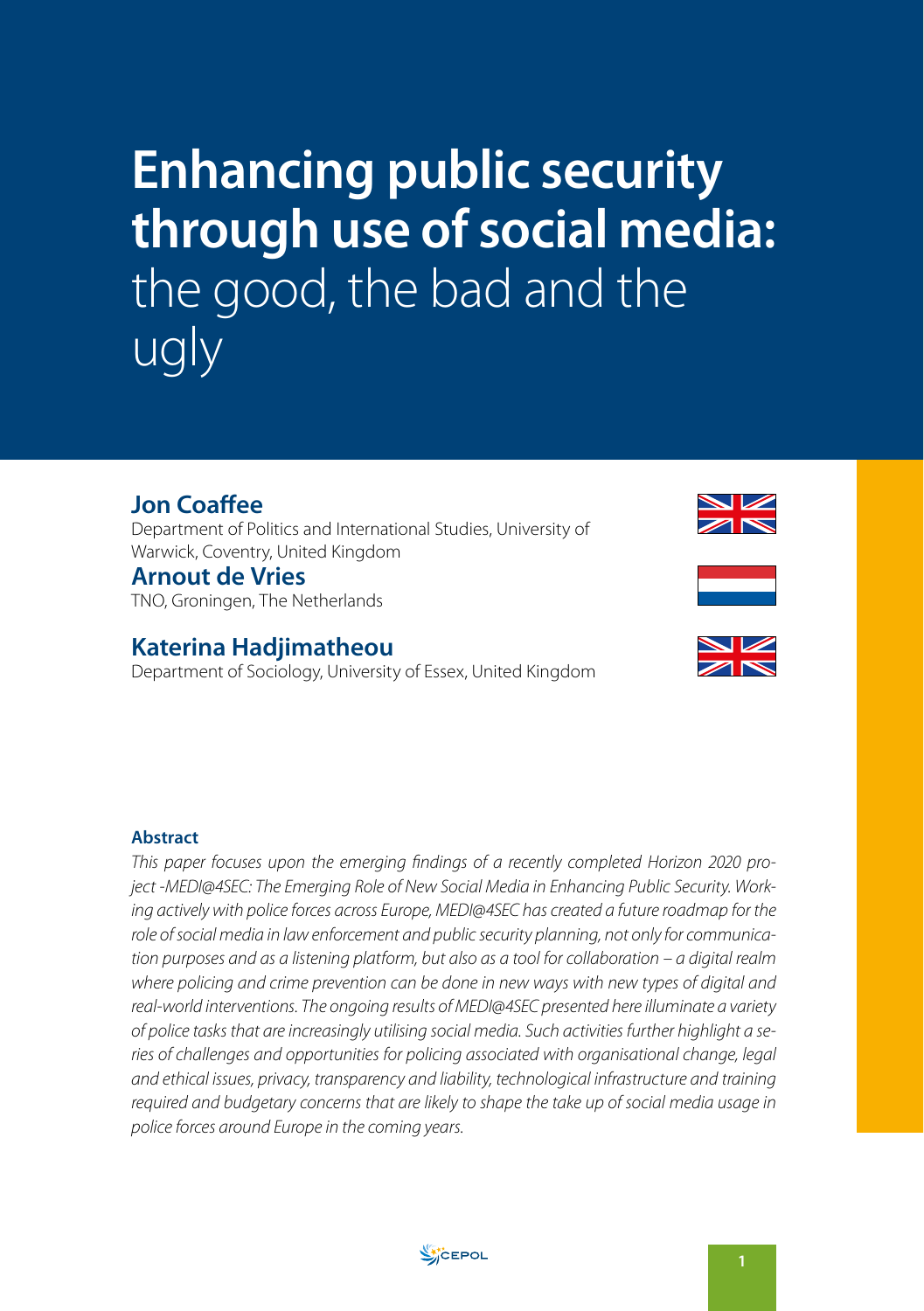# Enhancing public security through use of social media: the good, the bad and the ugly

**Jon Coaffee**
Department of Politics and International Studies, University of Warwick, Coventry, United Kingdom

**Arnout de Vries**
TNO, Groningen, The Netherlands

**Katerina Hadjimatheou**
Department of Sociology, University of Essex, United Kingdom

## Abstract

*This paper focuses upon the emerging findings of a recently completed Horizon 2020 project -MEDI@4SEC: The Emerging Role of New Social Media in Enhancing Public Security. Working actively with police forces across Europe, MEDI@4SEC has created a future roadmap for the role of social media in law enforcement and public security planning, not only for communication purposes and as a listening platform, but also as a tool for collaboration – a digital realm where policing and crime prevention can be done in new ways with new types of digital and real-world interventions. The ongoing results of MEDI@4SEC presented here illuminate a variety of police tasks that are increasingly utilising social media. Such activities further highlight a series of challenges and opportunities for policing associated with organisational change, legal and ethical issues, privacy, transparency and liability, technological infrastructure and training required and budgetary concerns that are likely to shape the take up of social media usage in police forces around Europe in the coming years.*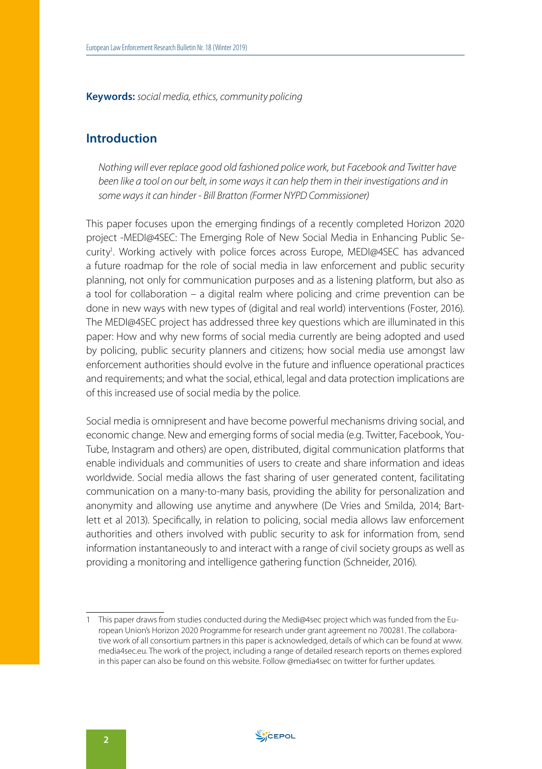**Keywords:** *social media, ethics, community policing*

## Introduction

> *Nothing will ever replace good old fashioned police work, but Facebook and Twitter have been like a tool on our belt, in some ways it can help them in their investigations and in some ways it can hinder - Bill Bratton (Former NYPD Commissioner)*

This paper focuses upon the emerging findings of a recently completed Horizon 2020 project -MEDI@4SEC: The Emerging Role of New Social Media in Enhancing Public Security[1]. Working actively with police forces across Europe, MEDI@4SEC has advanced a future roadmap for the role of social media in law enforcement and public security planning, not only for communication purposes and as a listening platform, but also as a tool for collaboration – a digital realm where policing and crime prevention can be done in new ways with new types of (digital and real world) interventions (Foster, 2016). The MEDI@4SEC project has addressed three key questions which are illuminated in this paper: How and why new forms of social media currently are being adopted and used by policing, public security planners and citizens; how social media use amongst law enforcement authorities should evolve in the future and influence operational practices and requirements; and what the social, ethical, legal and data protection implications are of this increased use of social media by the police.

Social media is omnipresent and have become powerful mechanisms driving social, and economic change. New and emerging forms of social media (e.g. Twitter, Facebook, YouTube, Instagram and others) are open, distributed, digital communication platforms that enable individuals and communities of users to create and share information and ideas worldwide. Social media allows the fast sharing of user generated content, facilitating communication on a many-to-many basis, providing the ability for personalization and anonymity and allowing use anytime and anywhere (De Vries and Smilda, 2014; Bartlett et al 2013). Specifically, in relation to policing, social media allows law enforcement authorities and others involved with public security to ask for information from, send information instantaneously to and interact with a range of civil society groups as well as providing a monitoring and intelligence gathering function (Schneider, 2016).

---

1 This paper draws from studies conducted during the Medi@4sec project which was funded from the European Union's Horizon 2020 Programme for research under grant agreement no 700281. The collaborative work of all consortium partners in this paper is acknowledged, details of which can be found at www.media4sec.eu. The work of the project, including a range of detailed research reports on themes explored in this paper can also be found on this website. Follow @media4sec on twitter for further updates.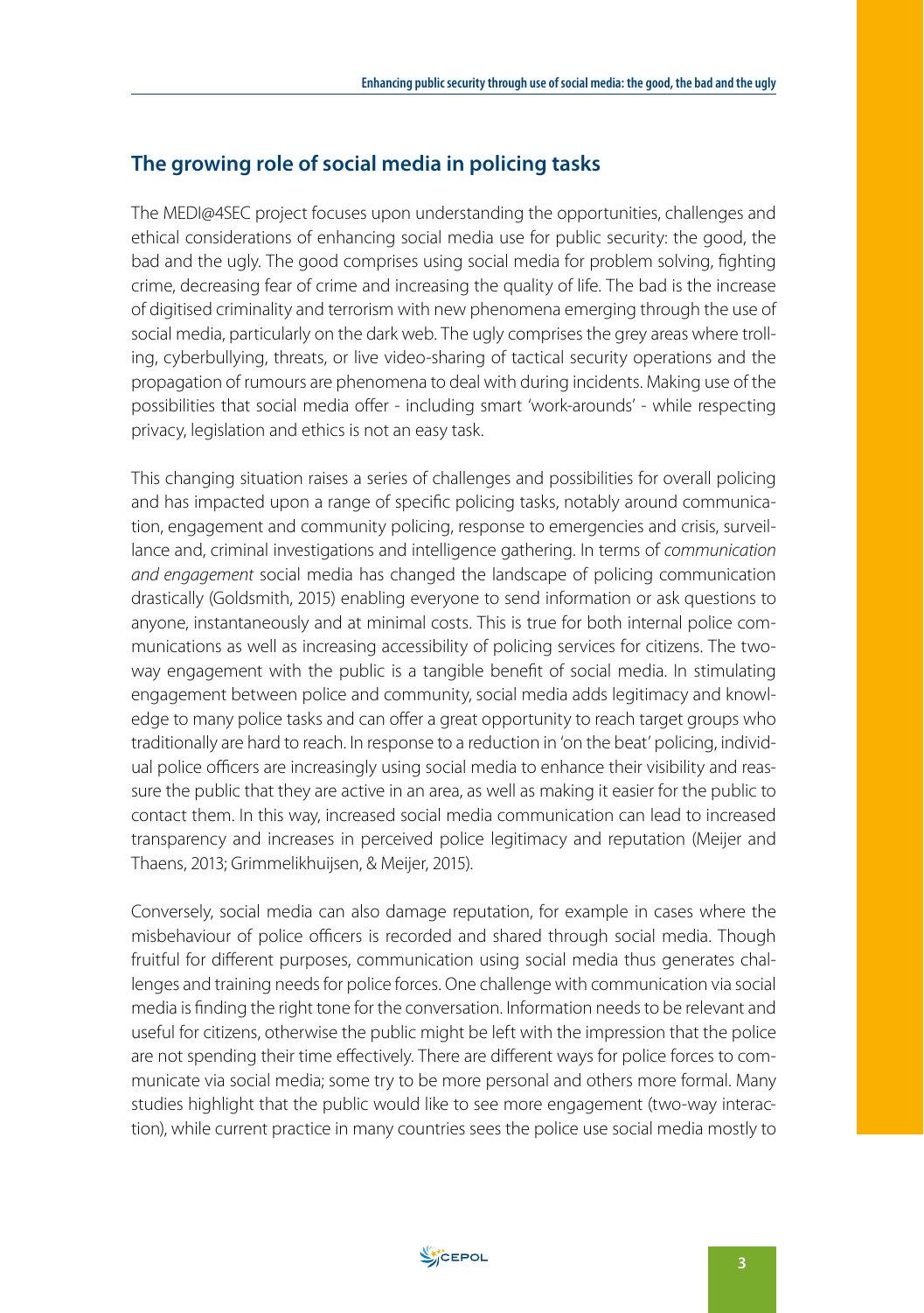## The growing role of social media in policing tasks

The MEDI@4SEC project focuses upon understanding the opportunities, challenges and ethical considerations of enhancing social media use for public security: the good, the bad and the ugly. The good comprises using social media for problem solving, fighting crime, decreasing fear of crime and increasing the quality of life. The bad is the increase of digitised criminality and terrorism with new phenomena emerging through the use of social media, particularly on the dark web. The ugly comprises the grey areas where trolling, cyberbullying, threats, or live video-sharing of tactical security operations and the propagation of rumours are phenomena to deal with during incidents. Making use of the possibilities that social media offer - including smart 'work-arounds' - while respecting privacy, legislation and ethics is not an easy task.

This changing situation raises a series of challenges and possibilities for overall policing and has impacted upon a range of specific policing tasks, notably around communication, engagement and community policing, response to emergencies and crisis, surveillance and, criminal investigations and intelligence gathering. In terms of *communication and engagement* social media has changed the landscape of policing communication drastically (Goldsmith, 2015) enabling everyone to send information or ask questions to anyone, instantaneously and at minimal costs. This is true for both internal police communications as well as increasing accessibility of policing services for citizens. The two-way engagement with the public is a tangible benefit of social media. In stimulating engagement between police and community, social media adds legitimacy and knowledge to many police tasks and can offer a great opportunity to reach target groups who traditionally are hard to reach. In response to a reduction in 'on the beat' policing, individual police officers are increasingly using social media to enhance their visibility and reassure the public that they are active in an area, as well as making it easier for the public to contact them. In this way, increased social media communication can lead to increased transparency and increases in perceived police legitimacy and reputation (Meijer and Thaens, 2013; Grimmelikhuijsen, & Meijer, 2015).

Conversely, social media can also damage reputation, for example in cases where the misbehaviour of police officers is recorded and shared through social media. Though fruitful for different purposes, communication using social media thus generates challenges and training needs for police forces. One challenge with communication via social media is finding the right tone for the conversation. Information needs to be relevant and useful for citizens, otherwise the public might be left with the impression that the police are not spending their time effectively. There are different ways for police forces to communicate via social media; some try to be more personal and others more formal. Many studies highlight that the public would like to see more engagement (two-way interaction), while current practice in many countries sees the police use social media mostly to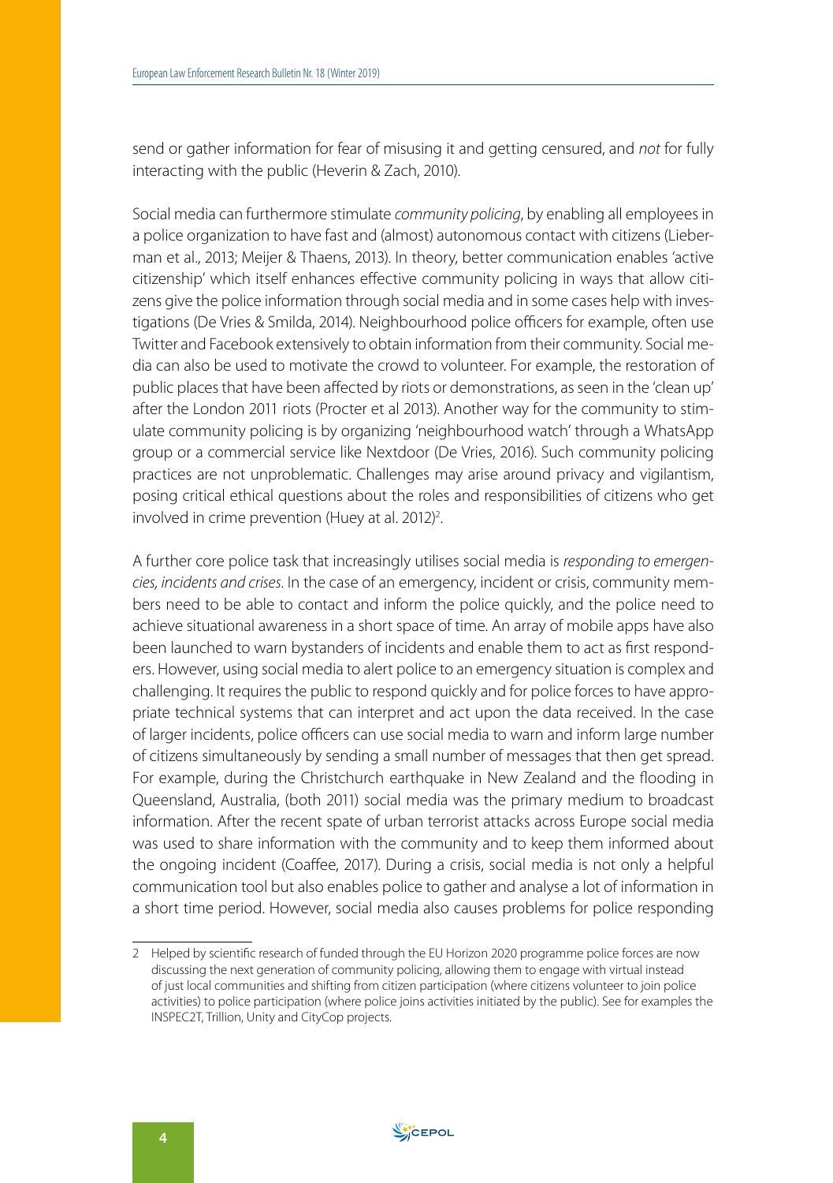send or gather information for fear of misusing it and getting censured, and *not* for fully interacting with the public (Heverin & Zach, 2010).

Social media can furthermore stimulate *community policing*, by enabling all employees in a police organization to have fast and (almost) autonomous contact with citizens (Lieberman et al., 2013; Meijer & Thaens, 2013). In theory, better communication enables 'active citizenship' which itself enhances effective community policing in ways that allow citizens give the police information through social media and in some cases help with investigations (De Vries & Smilda, 2014). Neighbourhood police officers for example, often use Twitter and Facebook extensively to obtain information from their community. Social media can also be used to motivate the crowd to volunteer. For example, the restoration of public places that have been affected by riots or demonstrations, as seen in the 'clean up' after the London 2011 riots (Procter et al 2013). Another way for the community to stimulate community policing is by organizing 'neighbourhood watch' through a WhatsApp group or a commercial service like Nextdoor (De Vries, 2016). Such community policing practices are not unproblematic. Challenges may arise around privacy and vigilantism, posing critical ethical questions about the roles and responsibilities of citizens who get involved in crime prevention (Huey at al. 2012)[2].

A further core police task that increasingly utilises social media is *responding to emergencies, incidents and crises*. In the case of an emergency, incident or crisis, community members need to be able to contact and inform the police quickly, and the police need to achieve situational awareness in a short space of time. An array of mobile apps have also been launched to warn bystanders of incidents and enable them to act as first responders. However, using social media to alert police to an emergency situation is complex and challenging. It requires the public to respond quickly and for police forces to have appropriate technical systems that can interpret and act upon the data received. In the case of larger incidents, police officers can use social media to warn and inform large number of citizens simultaneously by sending a small number of messages that then get spread. For example, during the Christchurch earthquake in New Zealand and the flooding in Queensland, Australia, (both 2011) social media was the primary medium to broadcast information. After the recent spate of urban terrorist attacks across Europe social media was used to share information with the community and to keep them informed about the ongoing incident (Coaffee, 2017). During a crisis, social media is not only a helpful communication tool but also enables police to gather and analyse a lot of information in a short time period. However, social media also causes problems for police responding

---

2 Helped by scientific research of funded through the EU Horizon 2020 programme police forces are now discussing the next generation of community policing, allowing them to engage with virtual instead of just local communities and shifting from citizen participation (where citizens volunteer to join police activities) to police participation (where police joins activities initiated by the public). See for examples the INSPEC2T, Trillion, Unity and CityCop projects.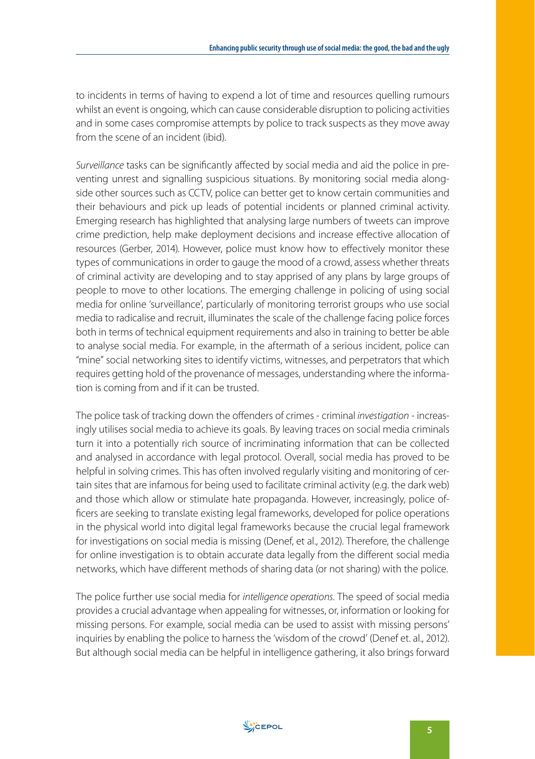to incidents in terms of having to expend a lot of time and resources quelling rumours whilst an event is ongoing, which can cause considerable disruption to policing activities and in some cases compromise attempts by police to track suspects as they move away from the scene of an incident (ibid).

*Surveillance* tasks can be significantly affected by social media and aid the police in preventing unrest and signalling suspicious situations. By monitoring social media alongside other sources such as CCTV, police can better get to know certain communities and their behaviours and pick up leads of potential incidents or planned criminal activity. Emerging research has highlighted that analysing large numbers of tweets can improve crime prediction, help make deployment decisions and increase effective allocation of resources (Gerber, 2014). However, police must know how to effectively monitor these types of communications in order to gauge the mood of a crowd, assess whether threats of criminal activity are developing and to stay apprised of any plans by large groups of people to move to other locations. The emerging challenge in policing of using social media for online 'surveillance', particularly of monitoring terrorist groups who use social media to radicalise and recruit, illuminates the scale of the challenge facing police forces both in terms of technical equipment requirements and also in training to better be able to analyse social media. For example, in the aftermath of a serious incident, police can "mine" social networking sites to identify victims, witnesses, and perpetrators that which requires getting hold of the provenance of messages, understanding where the information is coming from and if it can be trusted.

The police task of tracking down the offenders of crimes - criminal *investigation* - increasingly utilises social media to achieve its goals. By leaving traces on social media criminals turn it into a potentially rich source of incriminating information that can be collected and analysed in accordance with legal protocol. Overall, social media has proved to be helpful in solving crimes. This has often involved regularly visiting and monitoring of certain sites that are infamous for being used to facilitate criminal activity (e.g. the dark web) and those which allow or stimulate hate propaganda. However, increasingly, police officers are seeking to translate existing legal frameworks, developed for police operations in the physical world into digital legal frameworks because the crucial legal framework for investigations on social media is missing (Denef, et al., 2012). Therefore, the challenge for online investigation is to obtain accurate data legally from the different social media networks, which have different methods of sharing data (or not sharing) with the police.

The police further use social media for *intelligence operations*. The speed of social media provides a crucial advantage when appealing for witnesses, or, information or looking for missing persons. For example, social media can be used to assist with missing persons' inquiries by enabling the police to harness the 'wisdom of the crowd' (Denef et. al., 2012). But although social media can be helpful in intelligence gathering, it also brings forward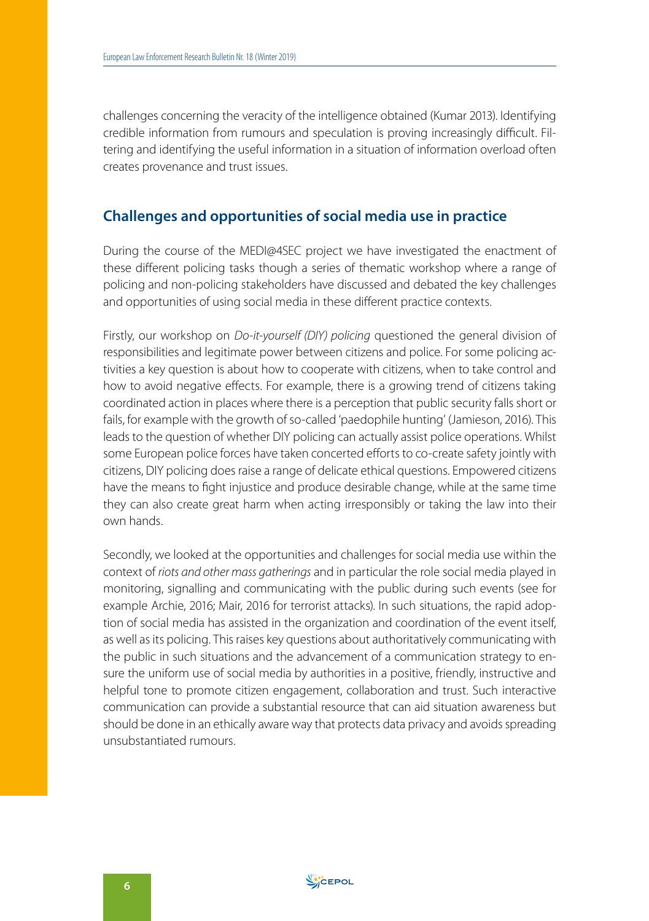challenges concerning the veracity of the intelligence obtained (Kumar 2013). Identifying credible information from rumours and speculation is proving increasingly difficult. Filtering and identifying the useful information in a situation of information overload often creates provenance and trust issues.

## Challenges and opportunities of social media use in practice

During the course of the MEDI@4SEC project we have investigated the enactment of these different policing tasks though a series of thematic workshop where a range of policing and non-policing stakeholders have discussed and debated the key challenges and opportunities of using social media in these different practice contexts.

Firstly, our workshop on *Do-it-yourself (DIY) policing* questioned the general division of responsibilities and legitimate power between citizens and police. For some policing activities a key question is about how to cooperate with citizens, when to take control and how to avoid negative effects. For example, there is a growing trend of citizens taking coordinated action in places where there is a perception that public security falls short or fails, for example with the growth of so-called 'paedophile hunting' (Jamieson, 2016). This leads to the question of whether DIY policing can actually assist police operations. Whilst some European police forces have taken concerted efforts to co-create safety jointly with citizens, DIY policing does raise a range of delicate ethical questions. Empowered citizens have the means to fight injustice and produce desirable change, while at the same time they can also create great harm when acting irresponsibly or taking the law into their own hands.

Secondly, we looked at the opportunities and challenges for social media use within the context of *riots and other mass gatherings* and in particular the role social media played in monitoring, signalling and communicating with the public during such events (see for example Archie, 2016; Mair, 2016 for terrorist attacks). In such situations, the rapid adoption of social media has assisted in the organization and coordination of the event itself, as well as its policing. This raises key questions about authoritatively communicating with the public in such situations and the advancement of a communication strategy to ensure the uniform use of social media by authorities in a positive, friendly, instructive and helpful tone to promote citizen engagement, collaboration and trust. Such interactive communication can provide a substantial resource that can aid situation awareness but should be done in an ethically aware way that protects data privacy and avoids spreading unsubstantiated rumours.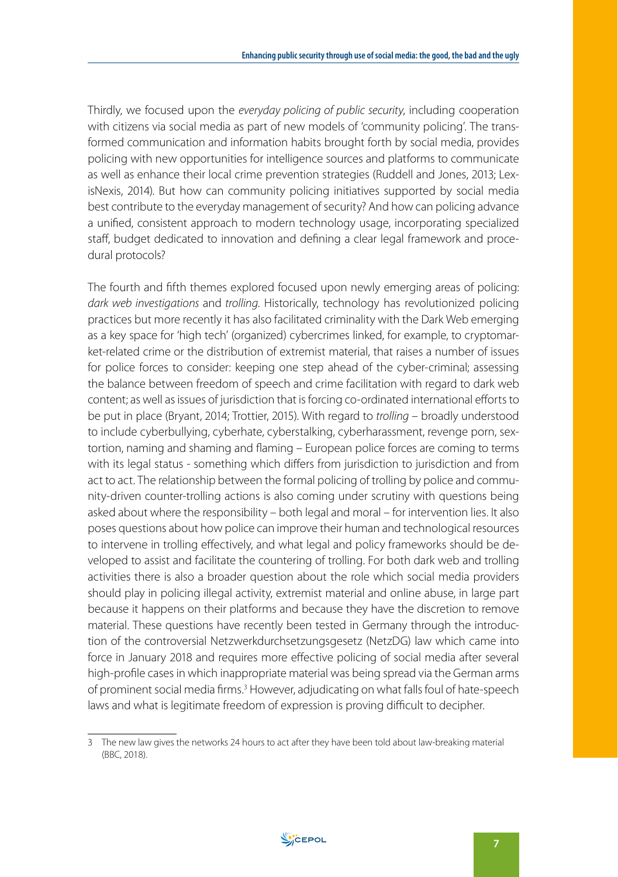Thirdly, we focused upon the *everyday policing of public security*, including cooperation with citizens via social media as part of new models of 'community policing'. The transformed communication and information habits brought forth by social media, provides policing with new opportunities for intelligence sources and platforms to communicate as well as enhance their local crime prevention strategies (Ruddell and Jones, 2013; LexisNexis, 2014). But how can community policing initiatives supported by social media best contribute to the everyday management of security? And how can policing advance a unified, consistent approach to modern technology usage, incorporating specialized staff, budget dedicated to innovation and defining a clear legal framework and procedural protocols?

The fourth and fifth themes explored focused upon newly emerging areas of policing: *dark web investigations* and *trolling*. Historically, technology has revolutionized policing practices but more recently it has also facilitated criminality with the Dark Web emerging as a key space for 'high tech' (organized) cybercrimes linked, for example, to cryptomarket-related crime or the distribution of extremist material, that raises a number of issues for police forces to consider: keeping one step ahead of the cyber-criminal; assessing the balance between freedom of speech and crime facilitation with regard to dark web content; as well as issues of jurisdiction that is forcing co-ordinated international efforts to be put in place (Bryant, 2014; Trottier, 2015). With regard to *trolling* – broadly understood to include cyberbullying, cyberhate, cyberstalking, cyberharassment, revenge porn, sextortion, naming and shaming and flaming – European police forces are coming to terms with its legal status - something which differs from jurisdiction to jurisdiction and from act to act. The relationship between the formal policing of trolling by police and community-driven counter-trolling actions is also coming under scrutiny with questions being asked about where the responsibility – both legal and moral – for intervention lies. It also poses questions about how police can improve their human and technological resources to intervene in trolling effectively, and what legal and policy frameworks should be developed to assist and facilitate the countering of trolling. For both dark web and trolling activities there is also a broader question about the role which social media providers should play in policing illegal activity, extremist material and online abuse, in large part because it happens on their platforms and because they have the discretion to remove material. These questions have recently been tested in Germany through the introduction of the controversial Netzwerkdurchsetzungsgesetz (NetzDG) law which came into force in January 2018 and requires more effective policing of social media after several high-profile cases in which inappropriate material was being spread via the German arms of prominent social media firms.[3] However, adjudicating on what falls foul of hate-speech laws and what is legitimate freedom of expression is proving difficult to decipher.

---

3 The new law gives the networks 24 hours to act after they have been told about law-breaking material (BBC, 2018).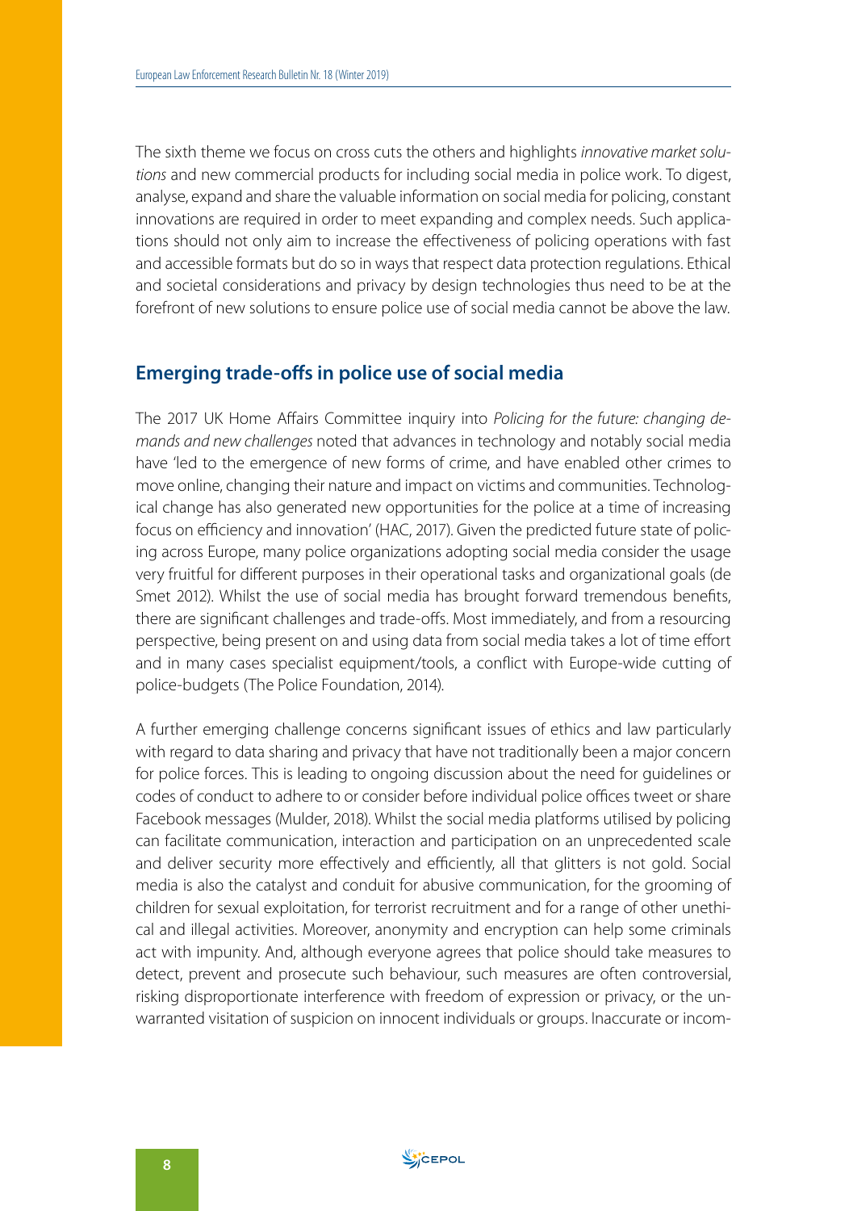The sixth theme we focus on cross cuts the others and highlights *innovative market solutions* and new commercial products for including social media in police work. To digest, analyse, expand and share the valuable information on social media for policing, constant innovations are required in order to meet expanding and complex needs. Such applications should not only aim to increase the effectiveness of policing operations with fast and accessible formats but do so in ways that respect data protection regulations. Ethical and societal considerations and privacy by design technologies thus need to be at the forefront of new solutions to ensure police use of social media cannot be above the law.

## Emerging trade-offs in police use of social media

The 2017 UK Home Affairs Committee inquiry into *Policing for the future: changing demands and new challenges* noted that advances in technology and notably social media have 'led to the emergence of new forms of crime, and have enabled other crimes to move online, changing their nature and impact on victims and communities. Technological change has also generated new opportunities for the police at a time of increasing focus on efficiency and innovation' (HAC, 2017). Given the predicted future state of policing across Europe, many police organizations adopting social media consider the usage very fruitful for different purposes in their operational tasks and organizational goals (de Smet 2012). Whilst the use of social media has brought forward tremendous benefits, there are significant challenges and trade-offs. Most immediately, and from a resourcing perspective, being present on and using data from social media takes a lot of time effort and in many cases specialist equipment/tools, a conflict with Europe-wide cutting of police-budgets (The Police Foundation, 2014).

A further emerging challenge concerns significant issues of ethics and law particularly with regard to data sharing and privacy that have not traditionally been a major concern for police forces. This is leading to ongoing discussion about the need for guidelines or codes of conduct to adhere to or consider before individual police offices tweet or share Facebook messages (Mulder, 2018). Whilst the social media platforms utilised by policing can facilitate communication, interaction and participation on an unprecedented scale and deliver security more effectively and efficiently, all that glitters is not gold. Social media is also the catalyst and conduit for abusive communication, for the grooming of children for sexual exploitation, for terrorist recruitment and for a range of other unethical and illegal activities. Moreover, anonymity and encryption can help some criminals act with impunity. And, although everyone agrees that police should take measures to detect, prevent and prosecute such behaviour, such measures are often controversial, risking disproportionate interference with freedom of expression or privacy, or the unwarranted visitation of suspicion on innocent individuals or groups. Inaccurate or incom-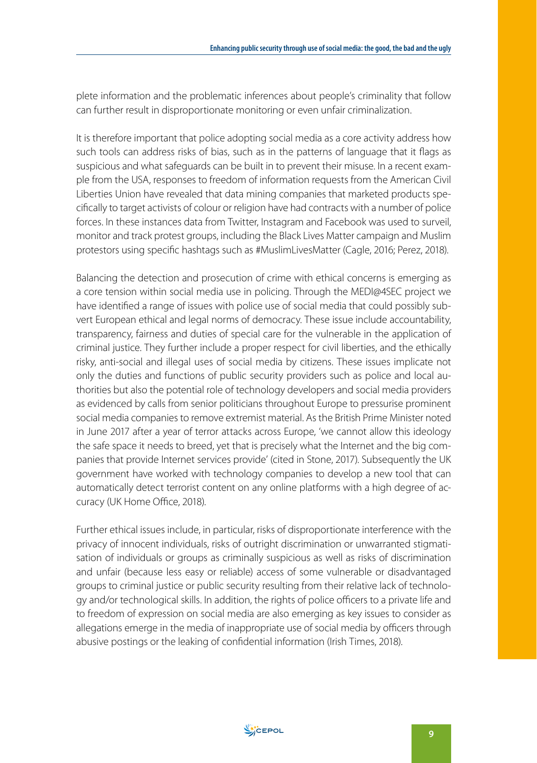plete information and the problematic inferences about people's criminality that follow can further result in disproportionate monitoring or even unfair criminalization.

It is therefore important that police adopting social media as a core activity address how such tools can address risks of bias, such as in the patterns of language that it flags as suspicious and what safeguards can be built in to prevent their misuse. In a recent example from the USA, responses to freedom of information requests from the American Civil Liberties Union have revealed that data mining companies that marketed products specifically to target activists of colour or religion have had contracts with a number of police forces. In these instances data from Twitter, Instagram and Facebook was used to surveil, monitor and track protest groups, including the Black Lives Matter campaign and Muslim protestors using specific hashtags such as #MuslimLivesMatter (Cagle, 2016; Perez, 2018).

Balancing the detection and prosecution of crime with ethical concerns is emerging as a core tension within social media use in policing. Through the MEDI@4SEC project we have identified a range of issues with police use of social media that could possibly subvert European ethical and legal norms of democracy. These issue include accountability, transparency, fairness and duties of special care for the vulnerable in the application of criminal justice. They further include a proper respect for civil liberties, and the ethically risky, anti-social and illegal uses of social media by citizens. These issues implicate not only the duties and functions of public security providers such as police and local authorities but also the potential role of technology developers and social media providers as evidenced by calls from senior politicians throughout Europe to pressurise prominent social media companies to remove extremist material. As the British Prime Minister noted in June 2017 after a year of terror attacks across Europe, 'we cannot allow this ideology the safe space it needs to breed, yet that is precisely what the Internet and the big companies that provide Internet services provide' (cited in Stone, 2017). Subsequently the UK government have worked with technology companies to develop a new tool that can automatically detect terrorist content on any online platforms with a high degree of accuracy (UK Home Office, 2018).

Further ethical issues include, in particular, risks of disproportionate interference with the privacy of innocent individuals, risks of outright discrimination or unwarranted stigmatisation of individuals or groups as criminally suspicious as well as risks of discrimination and unfair (because less easy or reliable) access of some vulnerable or disadvantaged groups to criminal justice or public security resulting from their relative lack of technology and/or technological skills. In addition, the rights of police officers to a private life and to freedom of expression on social media are also emerging as key issues to consider as allegations emerge in the media of inappropriate use of social media by officers through abusive postings or the leaking of confidential information (Irish Times, 2018).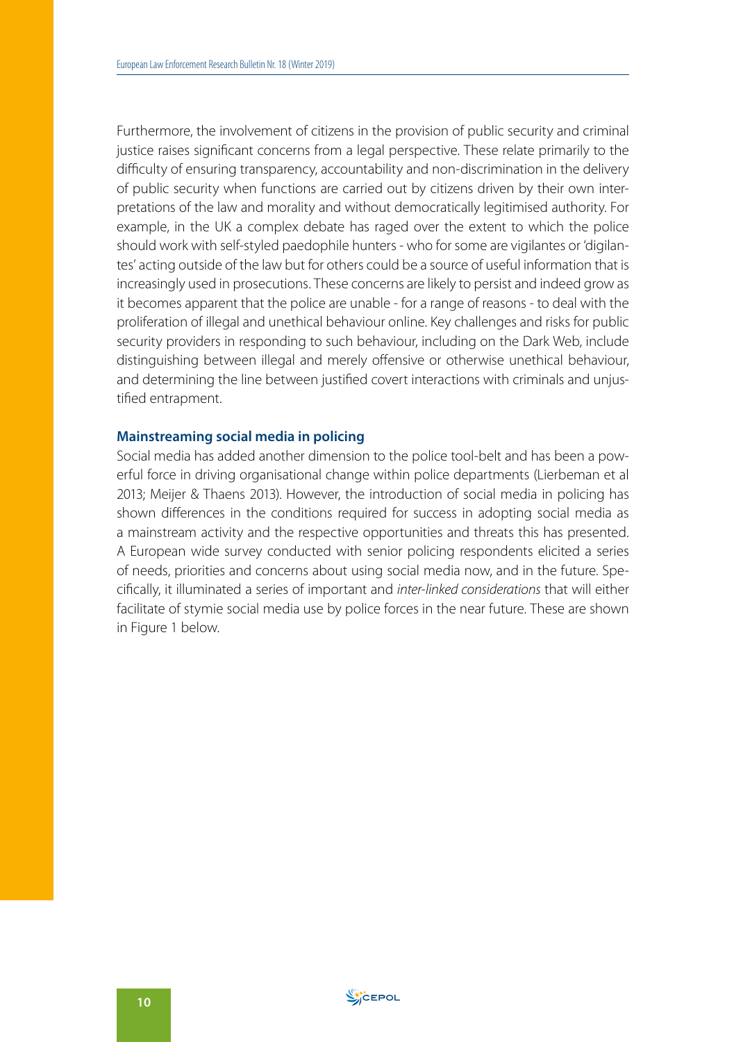Furthermore, the involvement of citizens in the provision of public security and criminal justice raises significant concerns from a legal perspective. These relate primarily to the difficulty of ensuring transparency, accountability and non-discrimination in the delivery of public security when functions are carried out by citizens driven by their own interpretations of the law and morality and without democratically legitimised authority. For example, in the UK a complex debate has raged over the extent to which the police should work with self-styled paedophile hunters - who for some are vigilantes or 'digilantes' acting outside of the law but for others could be a source of useful information that is increasingly used in prosecutions. These concerns are likely to persist and indeed grow as it becomes apparent that the police are unable - for a range of reasons - to deal with the proliferation of illegal and unethical behaviour online. Key challenges and risks for public security providers in responding to such behaviour, including on the Dark Web, include distinguishing between illegal and merely offensive or otherwise unethical behaviour, and determining the line between justified covert interactions with criminals and unjustified entrapment.

### Mainstreaming social media in policing

Social media has added another dimension to the police tool-belt and has been a powerful force in driving organisational change within police departments (Lierbeman et al 2013; Meijer & Thaens 2013). However, the introduction of social media in policing has shown differences in the conditions required for success in adopting social media as a mainstream activity and the respective opportunities and threats this has presented. A European wide survey conducted with senior policing respondents elicited a series of needs, priorities and concerns about using social media now, and in the future. Specifically, it illuminated a series of important and *inter-linked considerations* that will either facilitate of stymie social media use by police forces in the near future. These are shown in Figure 1 below.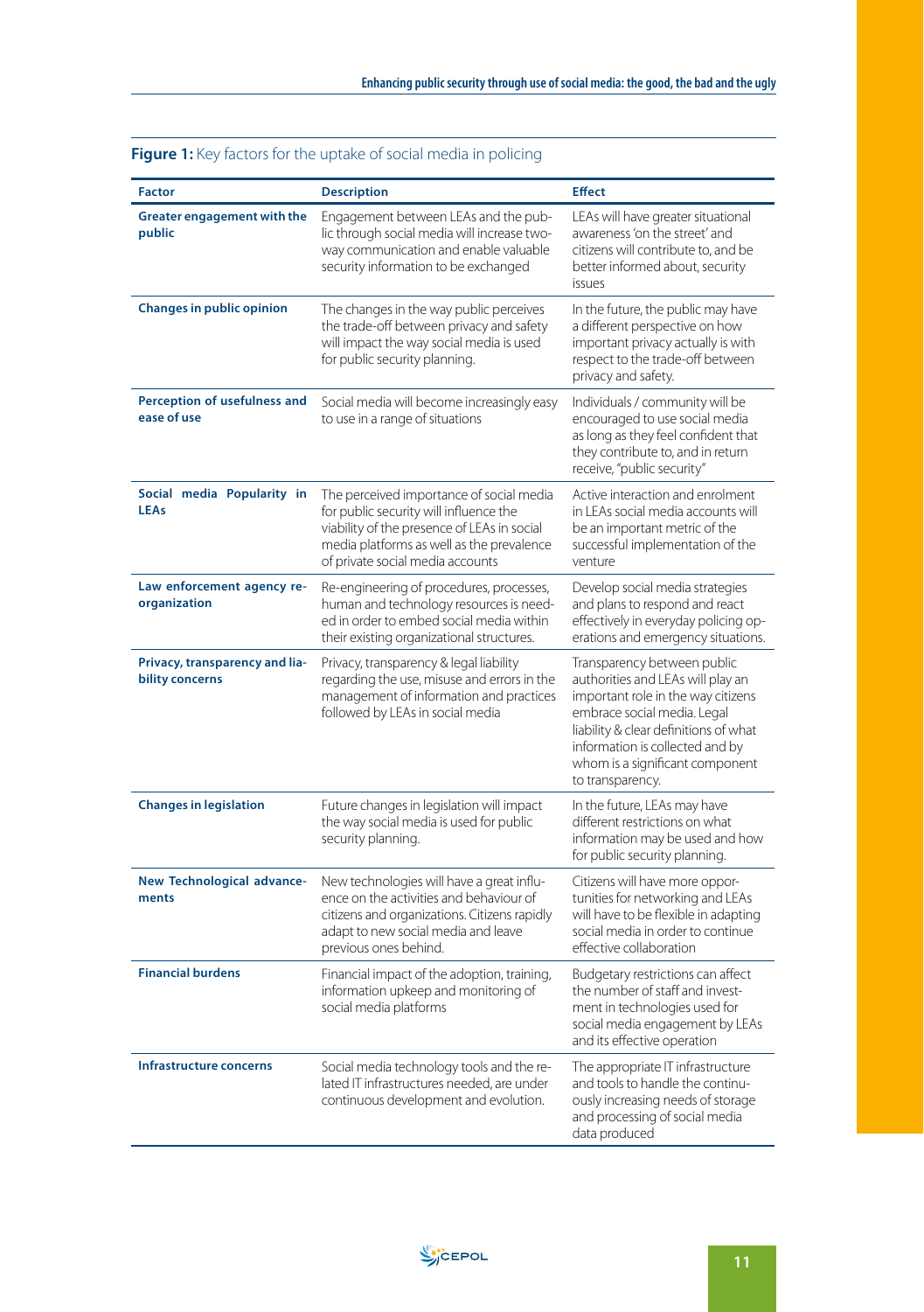**Figure 1:** Key factors for the uptake of social media in policing

| Factor | Description | Effect |
|---|---|---|
| **Greater engagement with the public** | Engagement between LEAs and the public through social media will increase two-way communication and enable valuable security information to be exchanged | LEAs will have greater situational awareness 'on the street' and citizens will contribute to, and be better informed about, security issues |
| **Changes in public opinion** | The changes in the way public perceives the trade-off between privacy and safety will impact the way social media is used for public security planning. | In the future, the public may have a different perspective on how important privacy actually is with respect to the trade-off between privacy and safety. |
| **Perception of usefulness and ease of use** | Social media will become increasingly easy to use in a range of situations | Individuals / community will be encouraged to use social media as long as they feel confident that they contribute to, and in return receive, "public security" |
| **Social media Popularity in LEAs** | The perceived importance of social media for public security will influence the viability of the presence of LEAs in social media platforms as well as the prevalence of private social media accounts | Active interaction and enrolment in LEAs social media accounts will be an important metric of the successful implementation of the venture |
| **Law enforcement agency re-organization** | Re-engineering of procedures, processes, human and technology resources is needed in order to embed social media within their existing organizational structures. | Develop social media strategies and plans to respond and react effectively in everyday policing operations and emergency situations. |
| **Privacy, transparency and liability concerns** | Privacy, transparency & legal liability regarding the use, misuse and errors in the management of information and practices followed by LEAs in social media | Transparency between public authorities and LEAs will play an important role in the way citizens embrace social media. Legal liability & clear definitions of what information is collected and by whom is a significant component to transparency. |
| **Changes in legislation** | Future changes in legislation will impact the way social media is used for public security planning. | In the future, LEAs may have different restrictions on what information may be used and how for public security planning. |
| **New Technological advancements** | New technologies will have a great influence on the activities and behaviour of citizens and organizations. Citizens rapidly adapt to new social media and leave previous ones behind. | Citizens will have more opportunities for networking and LEAs will have to be flexible in adapting social media in order to continue effective collaboration |
| **Financial burdens** | Financial impact of the adoption, training, information upkeep and monitoring of social media platforms | Budgetary restrictions can affect the number of staff and investment in technologies used for social media engagement by LEAs and its effective operation |
| **Infrastructure concerns** | Social media technology tools and the related IT infrastructures needed, are under continuous development and evolution. | The appropriate IT infrastructure and tools to handle the continuously increasing needs of storage and processing of social media data produced |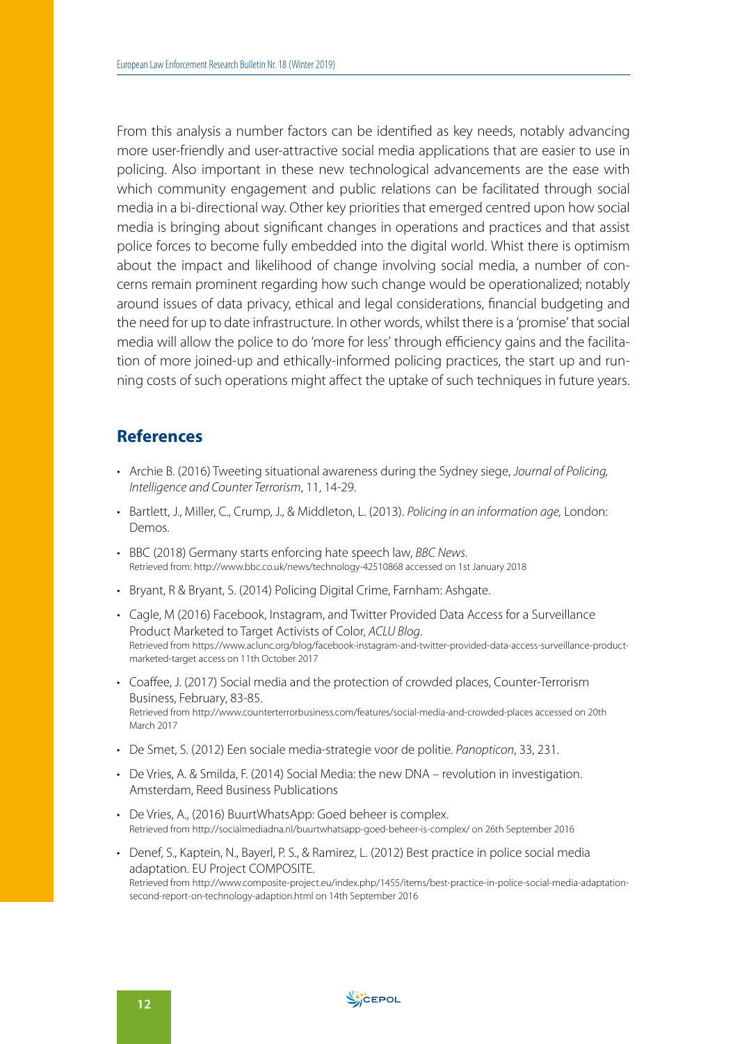From this analysis a number factors can be identified as key needs, notably advancing more user-friendly and user-attractive social media applications that are easier to use in policing. Also important in these new technological advancements are the ease with which community engagement and public relations can be facilitated through social media in a bi-directional way. Other key priorities that emerged centred upon how social media is bringing about significant changes in operations and practices and that assist police forces to become fully embedded into the digital world. Whist there is optimism about the impact and likelihood of change involving social media, a number of concerns remain prominent regarding how such change would be operationalized; notably around issues of data privacy, ethical and legal considerations, financial budgeting and the need for up to date infrastructure. In other words, whilst there is a 'promise' that social media will allow the police to do 'more for less' through efficiency gains and the facilitation of more joined-up and ethically-informed policing practices, the start up and running costs of such operations might affect the uptake of such techniques in future years.

## References

- Archie B. (2016) Tweeting situational awareness during the Sydney siege, *Journal of Policing, Intelligence and Counter Terrorism*, 11, 14-29.
- Bartlett, J., Miller, C., Crump, J., & Middleton, L. (2013). *Policing in an information age,* London: Demos.
- BBC (2018) Germany starts enforcing hate speech law, *BBC News*. Retrieved from: http://www.bbc.co.uk/news/technology-42510868 accessed on 1st January 2018
- Bryant, R & Bryant, S. (2014) Policing Digital Crime, Farnham: Ashgate.
- Cagle, M (2016) Facebook, Instagram, and Twitter Provided Data Access for a Surveillance Product Marketed to Target Activists of Color, *ACLU Blog*. Retrieved from https://www.aclunc.org/blog/facebook-instagram-and-twitter-provided-data-access-surveillance-product-marketed-target access on 11th October 2017
- Coaffee, J. (2017) Social media and the protection of crowded places, Counter-Terrorism Business, February, 83-85. Retrieved from http://www.counterterrorbusiness.com/features/social-media-and-crowded-places accessed on 20th March 2017
- De Smet, S. (2012) Een sociale media-strategie voor de politie. *Panopticon*, 33, 231.
- De Vries, A. & Smilda, F. (2014) Social Media: the new DNA – revolution in investigation. Amsterdam, Reed Business Publications
- De Vries, A., (2016) BuurtWhatsApp: Goed beheer is complex. Retrieved from http://socialmediadna.nl/buurtwhatsapp-goed-beheer-is-complex/ on 26th September 2016
- Denef, S., Kaptein, N., Bayerl, P. S., & Ramirez, L. (2012) Best practice in police social media adaptation. EU Project COMPOSITE. Retrieved from http://www.composite-project.eu/index.php/1455/items/best-practice-in-police-social-media-adaptation-second-report-on-technology-adaption.html on 14th September 2016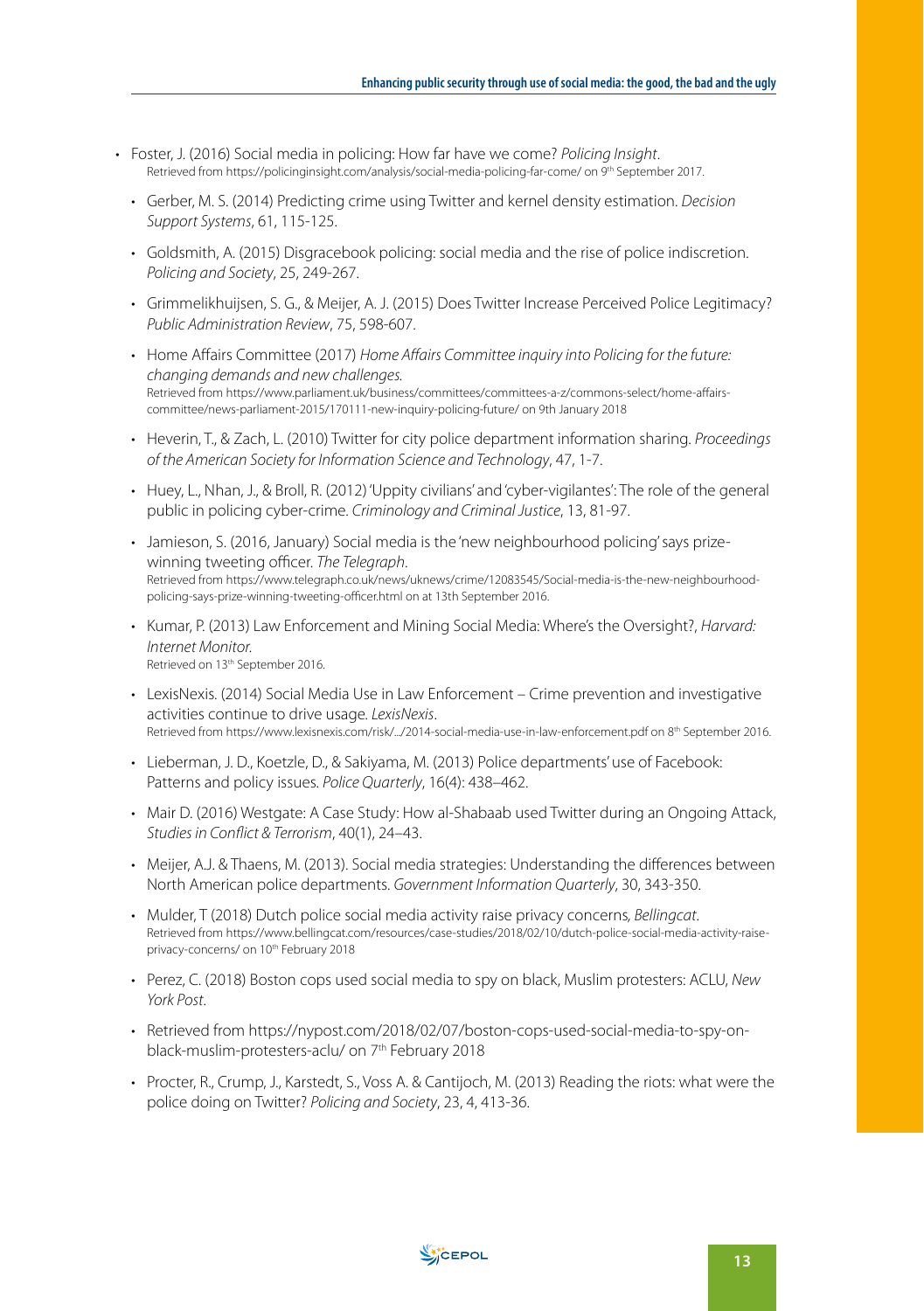- Foster, J. (2016) Social media in policing: How far have we come? *Policing Insight*. Retrieved from https://policinginsight.com/analysis/social-media-policing-far-come/ on 9th September 2017.
- Gerber, M. S. (2014) Predicting crime using Twitter and kernel density estimation. *Decision Support Systems*, 61, 115-125.
- Goldsmith, A. (2015) Disgracebook policing: social media and the rise of police indiscretion. *Policing and Society*, 25, 249-267.
- Grimmelikhuijsen, S. G., & Meijer, A. J. (2015) Does Twitter Increase Perceived Police Legitimacy? *Public Administration Review*, 75, 598-607.
- Home Affairs Committee (2017) *Home Affairs Committee inquiry into Policing for the future: changing demands and new challenges.* Retrieved from https://www.parliament.uk/business/committees/committees-a-z/commons-select/home-affairs-committee/news-parliament-2015/170111-new-inquiry-policing-future/ on 9th January 2018
- Heverin, T., & Zach, L. (2010) Twitter for city police department information sharing. *Proceedings of the American Society for Information Science and Technology*, 47, 1-7.
- Huey, L., Nhan, J., & Broll, R. (2012) 'Uppity civilians' and 'cyber-vigilantes': The role of the general public in policing cyber-crime. *Criminology and Criminal Justice*, 13, 81-97.
- Jamieson, S. (2016, January) Social media is the 'new neighbourhood policing' says prize-winning tweeting officer. *The Telegraph*. Retrieved from https://www.telegraph.co.uk/news/uknews/crime/12083545/Social-media-is-the-new-neighbourhood-policing-says-prize-winning-tweeting-officer.html on at 13th September 2016.
- Kumar, P. (2013) Law Enforcement and Mining Social Media: Where's the Oversight?, *Harvard: Internet Monitor.* Retrieved on 13th September 2016.
- LexisNexis. (2014) Social Media Use in Law Enforcement – Crime prevention and investigative activities continue to drive usage. *LexisNexis*. Retrieved from https://www.lexisnexis.com/risk/.../2014-social-media-use-in-law-enforcement.pdf on 8th September 2016.
- Lieberman, J. D., Koetzle, D., & Sakiyama, M. (2013) Police departments' use of Facebook: Patterns and policy issues. *Police Quarterly*, 16(4): 438–462.
- Mair D. (2016) Westgate: A Case Study: How al-Shabaab used Twitter during an Ongoing Attack, *Studies in Conflict & Terrorism*, 40(1), 24–43.
- Meijer, A.J. & Thaens, M. (2013). Social media strategies: Understanding the differences between North American police departments. *Government Information Quarterly*, 30, 343-350.
- Mulder, T (2018) Dutch police social media activity raise privacy concerns, *Bellingcat*. Retrieved from https://www.bellingcat.com/resources/case-studies/2018/02/10/dutch-police-social-media-activity-raise-privacy-concerns/ on 10th February 2018
- Perez, C. (2018) Boston cops used social media to spy on black, Muslim protesters: ACLU, *New York Post*.
- Retrieved from https://nypost.com/2018/02/07/boston-cops-used-social-media-to-spy-on-black-muslim-protesters-aclu/ on 7th February 2018
- Procter, R., Crump, J., Karstedt, S., Voss A. & Cantijoch, M. (2013) Reading the riots: what were the police doing on Twitter? *Policing and Society*, 23, 4, 413-36.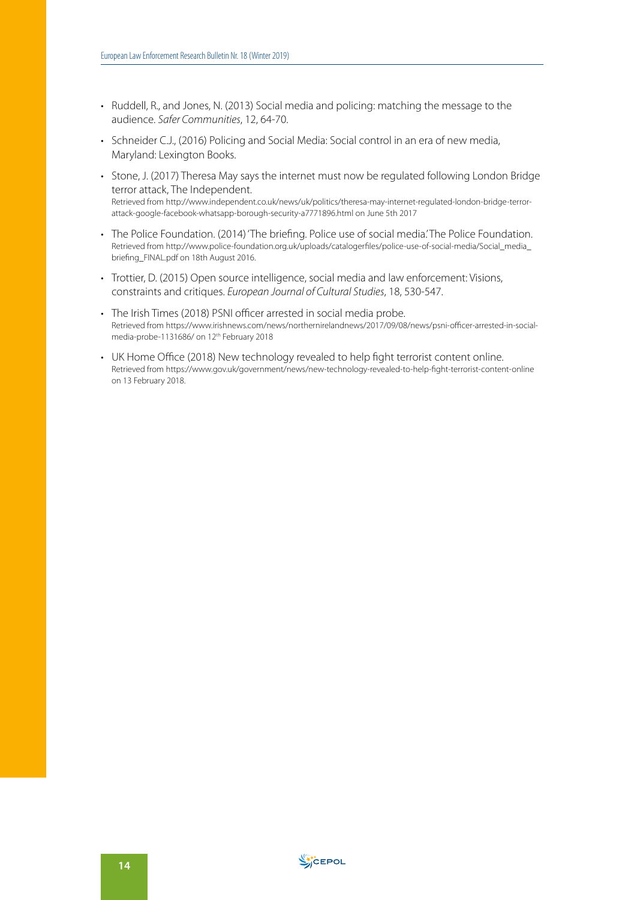- Ruddell, R., and Jones, N. (2013) Social media and policing: matching the message to the audience. *Safer Communities*, 12, 64-70.
- Schneider C.J., (2016) Policing and Social Media: Social control in an era of new media, Maryland: Lexington Books.
- Stone, J. (2017) Theresa May says the internet must now be regulated following London Bridge terror attack, The Independent.
  Retrieved from http://www.independent.co.uk/news/uk/politics/theresa-may-internet-regulated-london-bridge-terror-attack-google-facebook-whatsapp-borough-security-a7771896.html on June 5th 2017
- The Police Foundation. (2014) 'The briefing. Police use of social media.' The Police Foundation.
  Retrieved from http://www.police-foundation.org.uk/uploads/catalogerfiles/police-use-of-social-media/Social_media_briefing_FINAL.pdf on 18th August 2016.
- Trottier, D. (2015) Open source intelligence, social media and law enforcement: Visions, constraints and critiques. *European Journal of Cultural Studies*, 18, 530-547.
- The Irish Times (2018) PSNI officer arrested in social media probe.
  Retrieved from https://www.irishnews.com/news/northernirelandnews/2017/09/08/news/psni-officer-arrested-in-social-media-probe-1131686/ on 12th February 2018
- UK Home Office (2018) New technology revealed to help fight terrorist content online.
  Retrieved from https://www.gov.uk/government/news/new-technology-revealed-to-help-fight-terrorist-content-online on 13 February 2018.